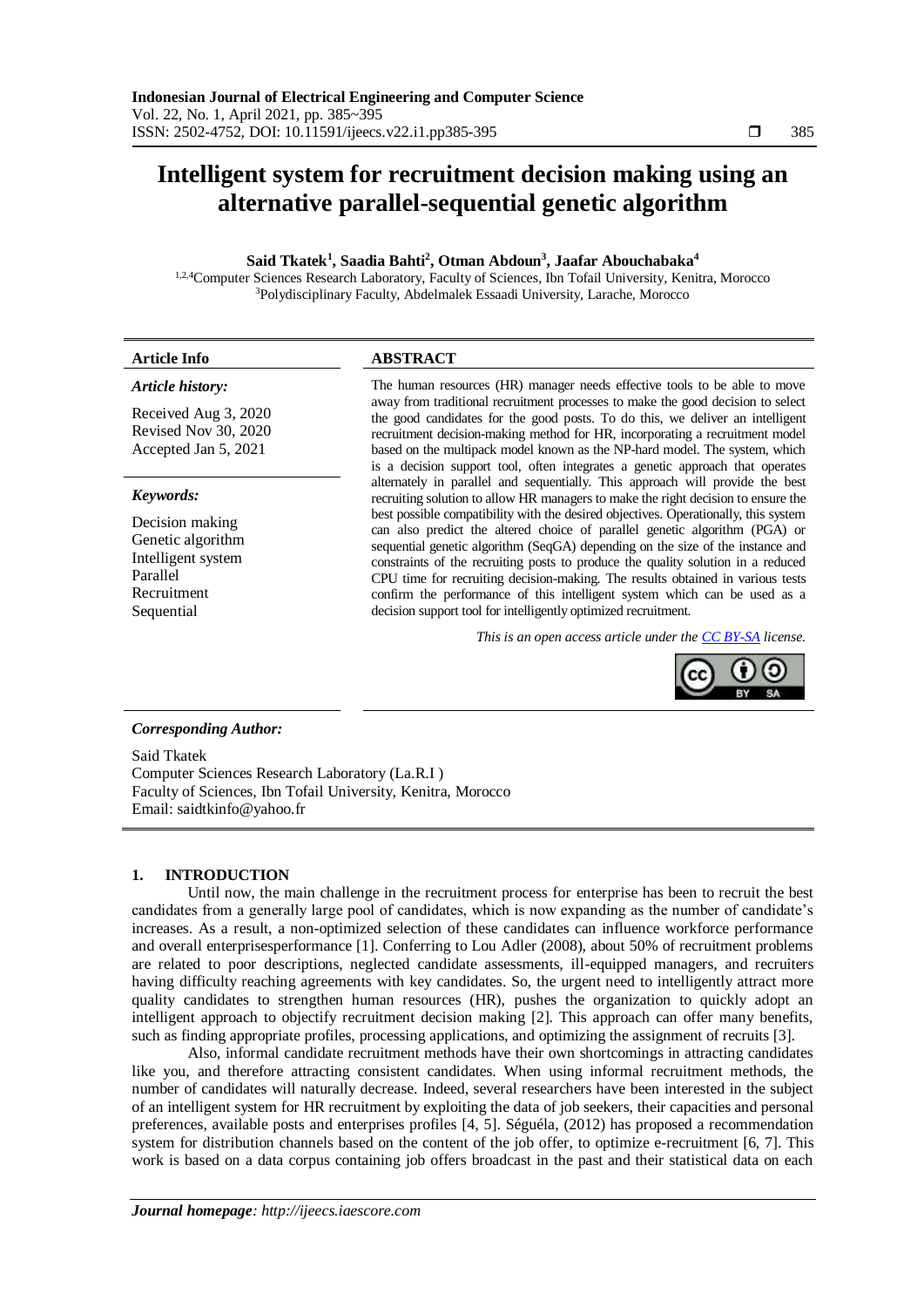# Intelligent system for recruitment decision making using an alternative parallel-sequential genetic algorithm

**Said Tkatek[1], Saadia Bahti[2], Otman Abdoun[3], Jaafar Abouchabaka[4]**

[1,2,4]Computer Sciences Research Laboratory, Faculty of Sciences, Ibn Tofail University, Kenitra, Morocco
[3]Polydisciplinary Faculty, Abdelmalek Essaadi University, Larache, Morocco

**Article Info**

*Article history:*

Received Aug 3, 2020
Revised Nov 30, 2020
Accepted Jan 5, 2021

*Keywords:*

Decision making
Genetic algorithm
Intelligent system
Parallel
Recruitment
Sequential

**ABSTRACT**

The human resources (HR) manager needs effective tools to be able to move away from traditional recruitment processes to make the good decision to select the good candidates for the good posts. To do this, we deliver an intelligent recruitment decision-making method for HR, incorporating a recruitment model based on the multipack model known as the NP-hard model. The system, which is a decision support tool, often integrates a genetic approach that operates alternately in parallel and sequentially. This approach will provide the best recruiting solution to allow HR managers to make the right decision to ensure the best possible compatibility with the desired objectives. Operationally, this system can also predict the altered choice of parallel genetic algorithm (PGA) or sequential genetic algorithm (SeqGA) depending on the size of the instance and constraints of the recruiting posts to produce the quality solution in a reduced CPU time for recruiting decision-making. The results obtained in various tests confirm the performance of this intelligent system which can be used as a decision support tool for intelligently optimized recruitment.

*This is an open access article under the CC BY-SA license.*

***Corresponding Author:***

Said Tkatek
Computer Sciences Research Laboratory (La.R.I )
Faculty of Sciences, Ibn Tofail University, Kenitra, Morocco
Email: saidtkinfo@yahoo.fr

## 1. INTRODUCTION

Until now, the main challenge in the recruitment process for enterprise has been to recruit the best candidates from a generally large pool of candidates, which is now expanding as the number of candidate's increases. As a result, a non-optimized selection of these candidates can influence workforce performance and overall enterprisesperformance [1]. Conferring to Lou Adler (2008), about 50% of recruitment problems are related to poor descriptions, neglected candidate assessments, ill-equipped managers, and recruiters having difficulty reaching agreements with key candidates. So, the urgent need to intelligently attract more quality candidates to strengthen human resources (HR), pushes the organization to quickly adopt an intelligent approach to objectify recruitment decision making [2]. This approach can offer many benefits, such as finding appropriate profiles, processing applications, and optimizing the assignment of recruits [3].

Also, informal candidate recruitment methods have their own shortcomings in attracting candidates like you, and therefore attracting consistent candidates. When using informal recruitment methods, the number of candidates will naturally decrease. Indeed, several researchers have been interested in the subject of an intelligent system for HR recruitment by exploiting the data of job seekers, their capacities and personal preferences, available posts and enterprises profiles [4, 5]. Séguéla, (2012) has proposed a recommendation system for distribution channels based on the content of the job offer, to optimize e-recruitment [6, 7]. This work is based on a data corpus containing job offers broadcast in the past and their statistical data on each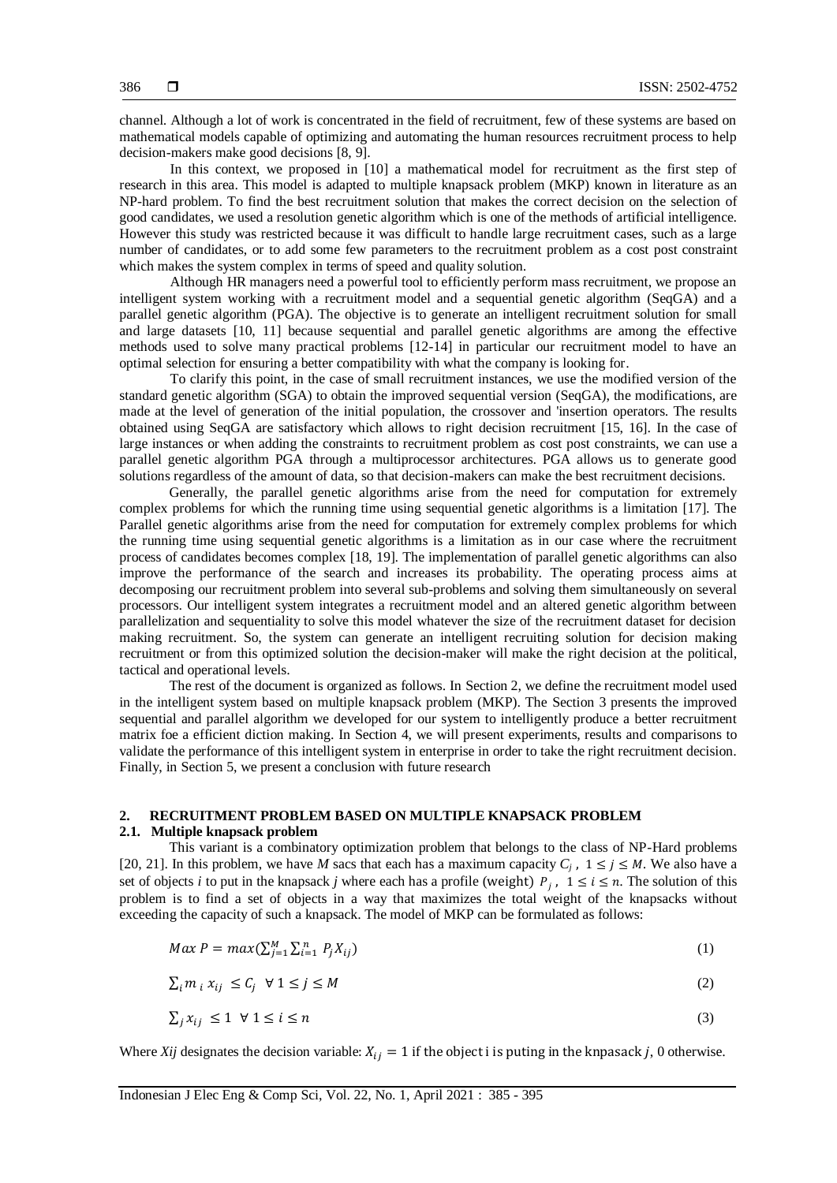channel. Although a lot of work is concentrated in the field of recruitment, few of these systems are based on mathematical models capable of optimizing and automating the human resources recruitment process to help decision-makers make good decisions [8, 9].

In this context, we proposed in [10] a mathematical model for recruitment as the first step of research in this area. This model is adapted to multiple knapsack problem (MKP) known in literature as an NP-hard problem. To find the best recruitment solution that makes the correct decision on the selection of good candidates, we used a resolution genetic algorithm which is one of the methods of artificial intelligence. However this study was restricted because it was difficult to handle large recruitment cases, such as a large number of candidates, or to add some few parameters to the recruitment problem as a cost post constraint which makes the system complex in terms of speed and quality solution.

Although HR managers need a powerful tool to efficiently perform mass recruitment, we propose an intelligent system working with a recruitment model and a sequential genetic algorithm (SeqGA) and a parallel genetic algorithm (PGA). The objective is to generate an intelligent recruitment solution for small and large datasets [10, 11] because sequential and parallel genetic algorithms are among the effective methods used to solve many practical problems [12-14] in particular our recruitment model to have an optimal selection for ensuring a better compatibility with what the company is looking for.

To clarify this point, in the case of small recruitment instances, we use the modified version of the standard genetic algorithm (SGA) to obtain the improved sequential version (SeqGA), the modifications, are made at the level of generation of the initial population, the crossover and 'insertion operators. The results obtained using SeqGA are satisfactory which allows to right decision recruitment [15, 16]. In the case of large instances or when adding the constraints to recruitment problem as cost post constraints, we can use a parallel genetic algorithm PGA through a multiprocessor architectures. PGA allows us to generate good solutions regardless of the amount of data, so that decision-makers can make the best recruitment decisions.

Generally, the parallel genetic algorithms arise from the need for computation for extremely complex problems for which the running time using sequential genetic algorithms is a limitation [17]. The Parallel genetic algorithms arise from the need for computation for extremely complex problems for which the running time using sequential genetic algorithms is a limitation as in our case where the recruitment process of candidates becomes complex [18, 19]. The implementation of parallel genetic algorithms can also improve the performance of the search and increases its probability. The operating process aims at decomposing our recruitment problem into several sub-problems and solving them simultaneously on several processors. Our intelligent system integrates a recruitment model and an altered genetic algorithm between parallelization and sequentiality to solve this model whatever the size of the recruitment dataset for decision making recruitment. So, the system can generate an intelligent recruiting solution for decision making recruitment or from this optimized solution the decision-maker will make the right decision at the political, tactical and operational levels.

The rest of the document is organized as follows. In Section 2, we define the recruitment model used in the intelligent system based on multiple knapsack problem (MKP). The Section 3 presents the improved sequential and parallel algorithm we developed for our system to intelligently produce a better recruitment matrix foe a efficient diction making. In Section 4, we will present experiments, results and comparisons to validate the performance of this intelligent system in enterprise in order to take the right recruitment decision. Finally, in Section 5, we present a conclusion with future research

## 2. RECRUITMENT PROBLEM BASED ON MULTIPLE KNAPSACK PROBLEM

### 2.1. Multiple knapsack problem

This variant is a combinatory optimization problem that belongs to the class of NP-Hard problems [20, 21]. In this problem, we have *M* sacs that each has a maximum capacity $C_j$ , $1 \le j \le M$. We also have a set of objects *i* to put in the knapsack *j* where each has a profile (weight) $P_j$ , $1 \le i \le n$. The solution of this problem is to find a set of objects in a way that maximizes the total weight of the knapsacks without exceeding the capacity of such a knapsack. The model of MKP can be formulated as follows:

$$Max\ P = max(\sum_{j=1}^{M} \sum_{i=1}^{n} P_j X_{ij}) \tag{1}$$

$$\sum_i m_i\, x_{ij} \le C_j \ \ \forall\ 1 \le j \le M \tag{2}$$

$$\sum_j x_{ij} \le 1 \ \ \forall\ 1 \le i \le n \tag{3}$$

Where *Xij* designates the decision variable: $X_{ij} = 1$ if the object i is puting in the knpasack $j$, 0 otherwise.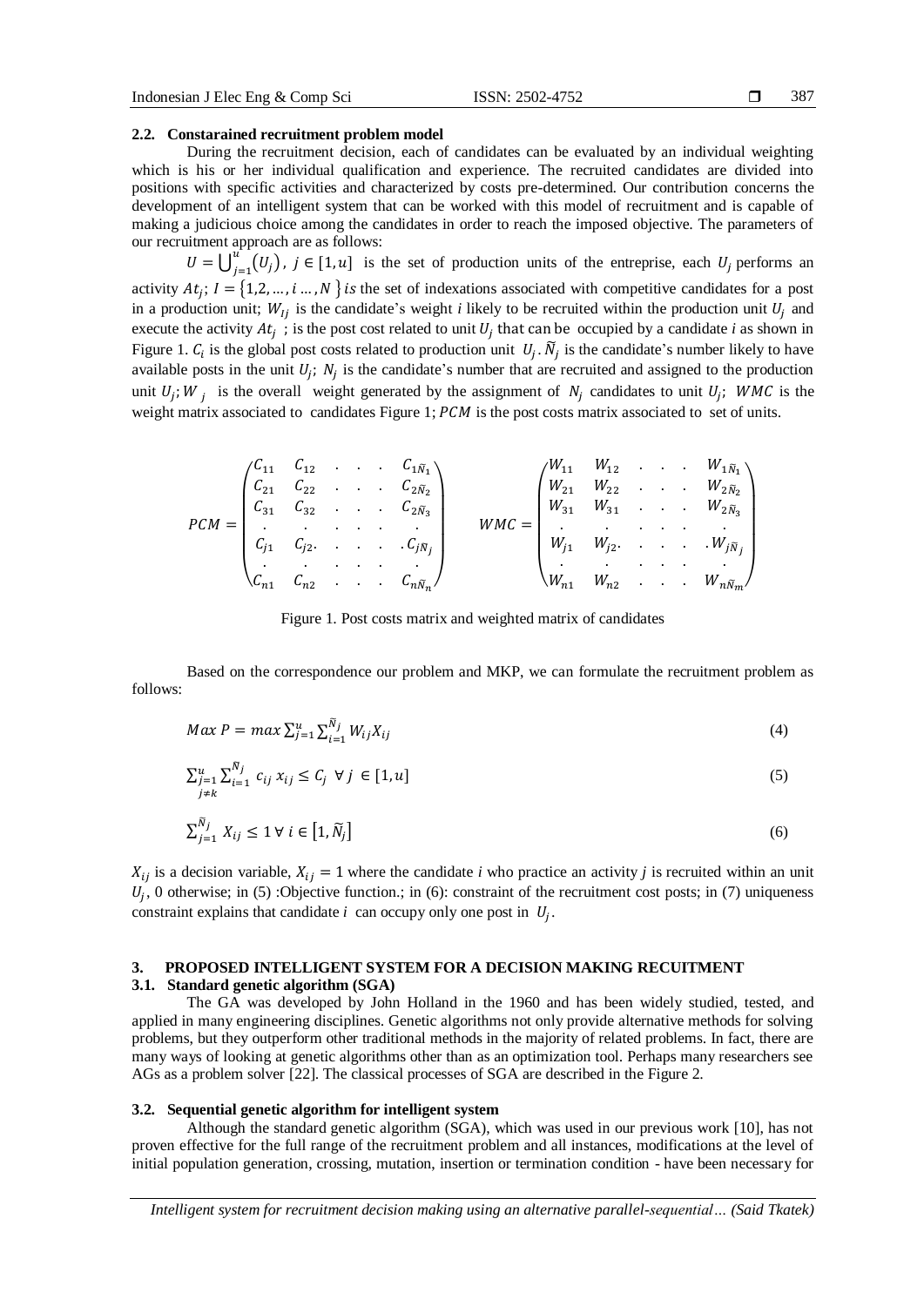### 2.2. Constarained recruitment problem model

During the recruitment decision, each of candidates can be evaluated by an individual weighting which is his or her individual qualification and experience. The recruited candidates are divided into positions with specific activities and characterized by costs pre-determined. Our contribution concerns the development of an intelligent system that can be worked with this model of recruitment and is capable of making a judicious choice among the candidates in order to reach the imposed objective. The parameters of our recruitment approach are as follows:

$U = \bigcup_{j=1}^{u}(U_j)$, $j \in [1, u]$ is the set of production units of the entreprise, each $U_j$ performs an activity $At_j$; $I = \{1,2, \ldots, i \ldots, N\}$ *is* the set of indexations associated with competitive candidates for a post in a production unit; $W_{Ij}$ is the candidate's weight *i* likely to be recruited within the production unit $U_j$ and execute the activity $At_j$ ; is the post cost related to unit $U_j$ that can be occupied by a candidate *i* as shown in Figure 1. $C_i$ is the global post costs related to production unit $U_j$. $\widetilde{N}_j$ is the candidate's number likely to have available posts in the unit $U_j$; $N_j$ is the candidate's number that are recruited and assigned to the production unit $U_j$; $W_j$ is the overall weight generated by the assignment of $N_j$ candidates to unit $U_j$; $WMC$ is the weight matrix associated to candidates Figure 1; $PCM$ is the post costs matrix associated to set of units.

$$PCM = \begin{pmatrix} C_{11} & C_{12} & . & . & . & C_{1\widetilde{N}_1} \\ C_{21} & C_{22} & . & . & . & C_{2\widetilde{N}_2} \\ C_{31} & C_{32} & . & . & . & C_{2\widetilde{N}_3} \\ . & . & . & . & . & . \\ C_{j1} & C_{j2}. & . & . & . & .C_{j\widetilde{N}_j} \\ . & . & . & . & . & . \\ C_{n1} & C_{n2} & . & . & . & C_{n\widetilde{N}_n} \end{pmatrix} \qquad WMC = \begin{pmatrix} W_{11} & W_{12} & . & . & . & W_{1\widetilde{N}_1} \\ W_{21} & W_{22} & . & . & . & W_{2\widetilde{N}_2} \\ W_{31} & W_{31} & . & . & . & W_{2\widetilde{N}_3} \\ . & . & . & . & . & . \\ W_{j1} & W_{j2}. & . & . & . & .W_{j\widetilde{N}_j} \\ . & . & . & . & . & . \\ W_{n1} & W_{n2} & . & . & . & W_{n\widetilde{N}_m} \end{pmatrix}$$

Figure 1. Post costs matrix and weighted matrix of candidates

Based on the correspondence our problem and MKP, we can formulate the recruitment problem as follows:

$$Max\ P = max \sum_{j=1}^{u} \sum_{i=1}^{\widetilde{N}_j} W_{ij} X_{ij} \tag{4}$$

$$\sum_{\substack{j=1 \\ j \neq k}}^{u} \sum_{i=1}^{\widetilde{N}_j} c_{ij}\, x_{ij} \leq C_j \ \ \forall\, j \in [1, u] \tag{5}$$

$$\sum_{j=1}^{\widetilde{N}_j} X_{ij} \leq 1 \ \forall\, i \in \left[1, \widetilde{N}_j\right] \tag{6}$$

$X_{ij}$ is a decision variable, $X_{ij} = 1$ where the candidate *i* who practice an activity *j* is recruited within an unit $U_j$, 0 otherwise; in (5) :Objective function.; in (6): constraint of the recruitment cost posts; in (7) uniqueness constraint explains that candidate *i* can occupy only one post in $U_j$.

## 3. PROPOSED INTELLIGENT SYSTEM FOR A DECISION MAKING RECUITMENT

### 3.1. Standard genetic algorithm (SGA)

The GA was developed by John Holland in the 1960 and has been widely studied, tested, and applied in many engineering disciplines. Genetic algorithms not only provide alternative methods for solving problems, but they outperform other traditional methods in the majority of related problems. In fact, there are many ways of looking at genetic algorithms other than as an optimization tool. Perhaps many researchers see AGs as a problem solver [22]. The classical processes of SGA are described in the Figure 2.

### 3.2. Sequential genetic algorithm for intelligent system

Although the standard genetic algorithm (SGA), which was used in our previous work [10], has not proven effective for the full range of the recruitment problem and all instances, modifications at the level of initial population generation, crossing, mutation, insertion or termination condition - have been necessary for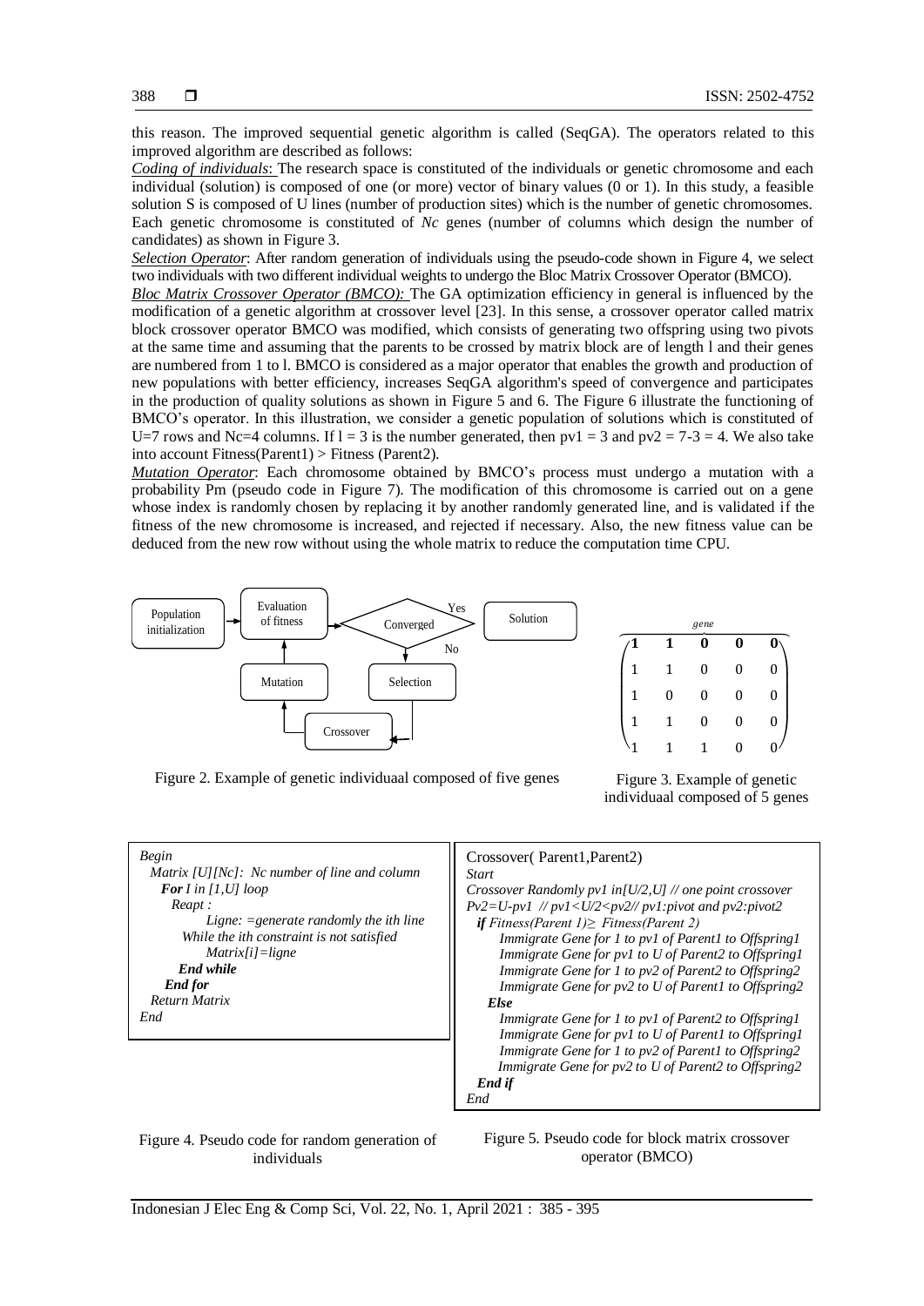this reason. The improved sequential genetic algorithm is called (SeqGA). The operators related to this improved algorithm are described as follows:

***Coding of individuals***: The research space is constituted of the individuals or genetic chromosome and each individual (solution) is composed of one (or more) vector of binary values (0 or 1). In this study, a feasible solution S is composed of U lines (number of production sites) which is the number of genetic chromosomes. Each genetic chromosome is constituted of *Nc* genes (number of columns which design the number of candidates) as shown in Figure 3.

***Selection Operator***: After random generation of individuals using the pseudo-code shown in Figure 4, we select two individuals with two different individual weights to undergo the Bloc Matrix Crossover Operator (BMCO).

***Bloc Matrix Crossover Operator (BMCO):*** The GA optimization efficiency in general is influenced by the modification of a genetic algorithm at crossover level [23]. In this sense, a crossover operator called matrix block crossover operator BMCO was modified, which consists of generating two offspring using two pivots at the same time and assuming that the parents to be crossed by matrix block are of length l and their genes are numbered from 1 to l. BMCO is considered as a major operator that enables the growth and production of new populations with better efficiency, increases SeqGA algorithm's speed of convergence and participates in the production of quality solutions as shown in Figure 5 and 6. The Figure 6 illustrate the functioning of BMCO's operator. In this illustration, we consider a genetic population of solutions which is constituted of U=7 rows and Nc=4 columns. If l = 3 is the number generated, then pv1 = 3 and pv2 = 7-3 = 4. We also take into account Fitness(Parent1) > Fitness (Parent2).

***Mutation Operator***: Each chromosome obtained by BMCO's process must undergo a mutation with a probability Pm (pseudo code in Figure 7). The modification of this chromosome is carried out on a gene whose index is randomly chosen by replacing it by another randomly generated line, and is validated if the fitness of the new chromosome is increased, and rejected if necessary. Also, the new fitness value can be deduced from the new row without using the whole matrix to reduce the computation time CPU.

Population initialization → Evaluation of fitness → Converged —Yes→ Solution; No → Selection → Crossover → Mutation → Evaluation of fitness

Figure 2. Example of genetic individuaal composed of five genes

$$\begin{pmatrix} \mathbf{1} & \mathbf{1} & \mathbf{0} & \mathbf{0} & \mathbf{0} \\ 1 & 1 & 0 & 0 & 0 \\ 1 & 0 & 0 & 0 & 0 \\ 1 & 1 & 0 & 0 & 0 \\ 1 & 1 & 1 & 0 & 0 \end{pmatrix}$$

(gene)

Figure 3. Example of genetic individuaal composed of 5 genes

```
Begin
  Matrix [U][Nc]:  Nc number of line and column
    For I in [1,U] loop
      Reapt :
            Ligne: =generate randomly the ith line
        While the ith constraint is not satisfied
            Matrix[i]=ligne
        End while
    End for
  Return Matrix
End
```

Figure 4. Pseudo code for random generation of individuals

```
Crossover( Parent1,Parent2)
Start
Crossover Randomly pv1 in[U/2,U] // one point crossover
Pv2=U-pv1  // pv1<U/2<pv2// pv1:pivot and pv2:pivot2
  if Fitness(Parent 1)≥ Fitness(Parent 2)
      Immigrate Gene for 1 to pv1 of Parent1 to Offspring1
      Immigrate Gene for pv1 to U of Parent2 to Offspring1
      Immigrate Gene for 1 to pv2 of Parent2 to Offspring2
      Immigrate Gene for pv2 to U of Parent1 to Offspring2
   Else
      Immigrate Gene for 1 to pv1 of Parent2 to Offspring1
      Immigrate Gene for pv1 to U of Parent1 to Offspring1
      Immigrate Gene for 1 to pv2 of Parent1 to Offspring2
      Immigrate Gene for pv2 to U of Parent2 to Offspring2
  End if
End
```

Figure 5. Pseudo code for block matrix crossover operator (BMCO)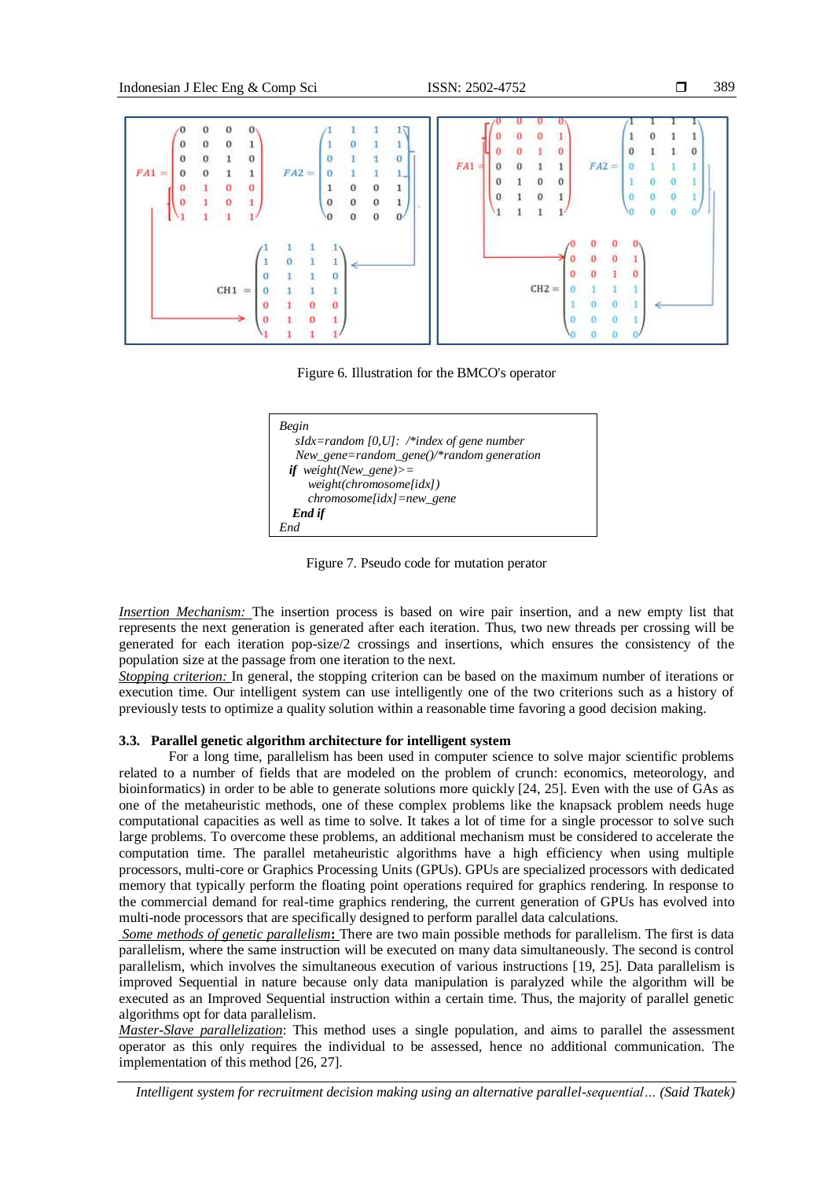Figure 6. Illustration for the BMCO's operator

```
Begin
   sIdx=random [0,U]:  /*index of gene number
   New_gene=random_gene()/*random generation
  if  weight(New_gene)>=
       weight(chromosome[idx])
       chromosome[idx]=new_gene
    End if
End
```

Figure 7. Pseudo code for mutation perator

*Insertion Mechanism:* The insertion process is based on wire pair insertion, and a new empty list that represents the next generation is generated after each iteration. Thus, two new threads per crossing will be generated for each iteration pop-size/2 crossings and insertions, which ensures the consistency of the population size at the passage from one iteration to the next.

*Stopping criterion:* In general, the stopping criterion can be based on the maximum number of iterations or execution time. Our intelligent system can use intelligently one of the two criterions such as a history of previously tests to optimize a quality solution within a reasonable time favoring a good decision making.

### 3.3. Parallel genetic algorithm architecture for intelligent system

For a long time, parallelism has been used in computer science to solve major scientific problems related to a number of fields that are modeled on the problem of crunch: economics, meteorology, and bioinformatics) in order to be able to generate solutions more quickly [24, 25]. Even with the use of GAs as one of the metaheuristic methods, one of these complex problems like the knapsack problem needs huge computational capacities as well as time to solve. It takes a lot of time for a single processor to solve such large problems. To overcome these problems, an additional mechanism must be considered to accelerate the computation time. The parallel metaheuristic algorithms have a high efficiency when using multiple processors, multi-core or Graphics Processing Units (GPUs). GPUs are specialized processors with dedicated memory that typically perform the floating point operations required for graphics rendering. In response to the commercial demand for real-time graphics rendering, the current generation of GPUs has evolved into multi-node processors that are specifically designed to perform parallel data calculations.

*Some methods of genetic parallelism*: There are two main possible methods for parallelism. The first is data parallelism, where the same instruction will be executed on many data simultaneously. The second is control parallelism, which involves the simultaneous execution of various instructions [19, 25]. Data parallelism is improved Sequential in nature because only data manipulation is paralyzed while the algorithm will be executed as an Improved Sequential instruction within a certain time. Thus, the majority of parallel genetic algorithms opt for data parallelism.

*Master-Slave parallelization*: This method uses a single population, and aims to parallel the assessment operator as this only requires the individual to be assessed, hence no additional communication. The implementation of this method [26, 27].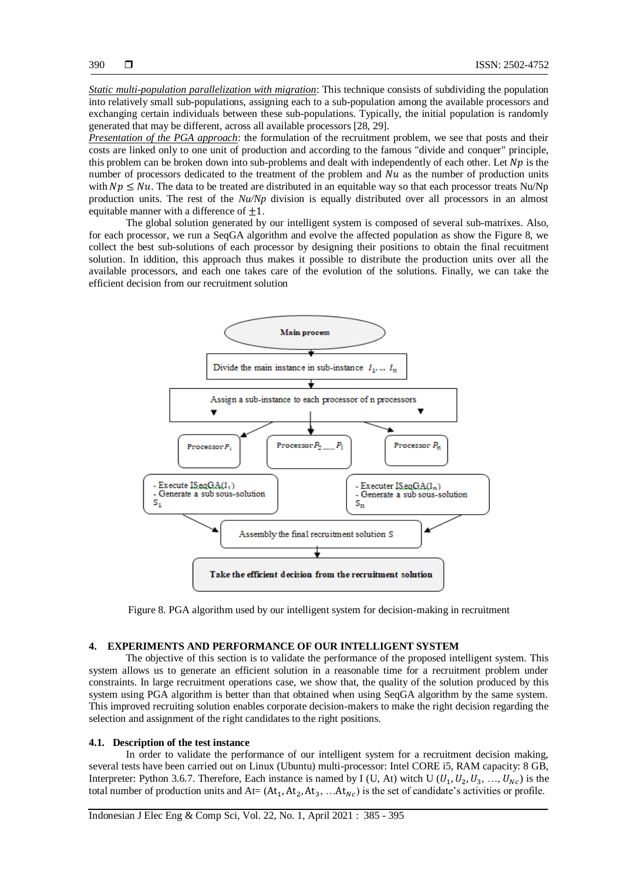*Static multi-population parallelization with migration*: This technique consists of subdividing the population into relatively small sub-populations, assigning each to a sub-population among the available processors and exchanging certain individuals between these sub-populations. Typically, the initial population is randomly generated that may be different, across all available processors [28, 29].

*Presentation of the PGA approach*: the formulation of the recruitment problem, we see that posts and their costs are linked only to one unit of production and according to the famous "divide and conquer" principle, this problem can be broken down into sub-problems and dealt with independently of each other. Let $Np$ is the number of processors dedicated to the treatment of the problem and $Nu$ as the number of production units with $Np \leq Nu$. The data to be treated are distributed in an equitable way so that each processor treats Nu/Np production units. The rest of the *Nu/Np* division is equally distributed over all processors in an almost equitable manner with a difference of $\pm 1$.

The global solution generated by our intelligent system is composed of several sub-matrixes. Also, for each processor, we run a SeqGA algorithm and evolve the affected population as show the Figure 8, we collect the best sub-solutions of each processor by designing their positions to obtain the final recruitment solution. In iddition, this approach thus makes it possible to distribute the production units over all the available processors, and each one takes care of the evolution of the solutions. Finally, we can take the efficient decision from our recruitment solution

Figure 8. PGA algorithm used by our intelligent system for decision-making in recruitment

## 4. EXPERIMENTS AND PERFORMANCE OF OUR INTELLIGENT SYSTEM

The objective of this section is to validate the performance of the proposed intelligent system. This system allows us to generate an efficient solution in a reasonable time for a recruitment problem under constraints. In large recruitment operations case, we show that, the quality of the solution produced by this system using PGA algorithm is better than that obtained when using SeqGA algorithm by the same system. This improved recruiting solution enables corporate decision-makers to make the right decision regarding the selection and assignment of the right candidates to the right positions.

### 4.1. Description of the test instance

In order to validate the performance of our intelligent system for a recruitment decision making, several tests have been carried out on Linux (Ubuntu) multi-processor: Intel CORE i5, RAM capacity: 8 GB, Interpreter: Python 3.6.7. Therefore, Each instance is named by I (U, At) witch U ($U_1, U_2, U_3, \ldots, U_{Nc}$) is the total number of production units and At= ($\mathrm{At}_1, \mathrm{At}_2, \mathrm{At}_3, \ldots \mathrm{At}_{Nc}$) is the set of candidate's activities or profile.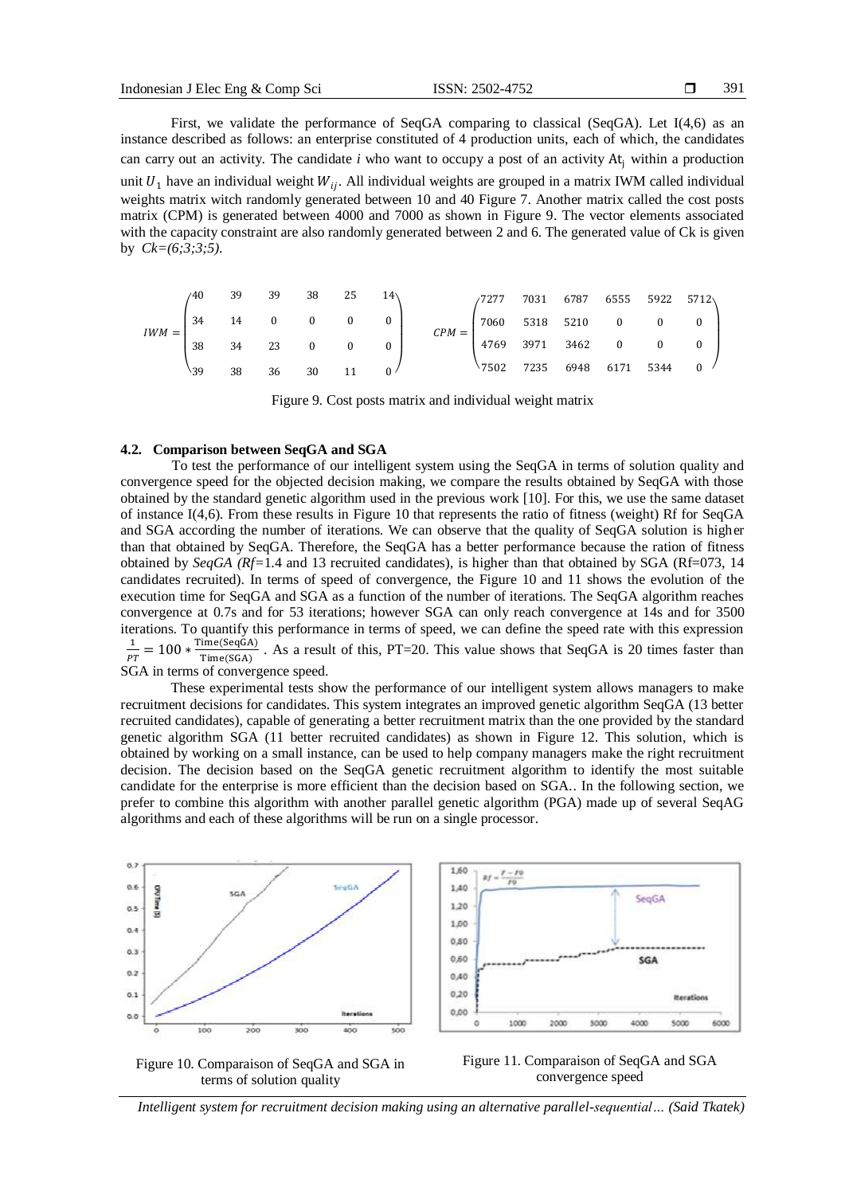First, we validate the performance of SeqGA comparing to classical (SeqGA). Let I(4,6) as an instance described as follows: an enterprise constituted of 4 production units, each of which, the candidates can carry out an activity. The candidate *i* who want to occupy a post of an activity $At_j$ within a production unit $U_1$ have an individual weight $W_{ij}$. All individual weights are grouped in a matrix IWM called individual weights matrix witch randomly generated between 10 and 40 Figure 7. Another matrix called the cost posts matrix (CPM) is generated between 4000 and 7000 as shown in Figure 9. The vector elements associated with the capacity constraint are also randomly generated between 2 and 6. The generated value of Ck is given by *Ck=(6;3;3;5).*

$$IWM = \begin{pmatrix} 40 & 39 & 39 & 38 & 25 & 14 \\ 34 & 14 & 0 & 0 & 0 & 0 \\ 38 & 34 & 23 & 0 & 0 & 0 \\ 39 & 38 & 36 & 30 & 11 & 0 \end{pmatrix} \quad CPM = \begin{pmatrix} 7277 & 7031 & 6787 & 6555 & 5922 & 5712 \\ 7060 & 5318 & 5210 & 0 & 0 & 0 \\ 4769 & 3971 & 3462 & 0 & 0 & 0 \\ 7502 & 7235 & 6948 & 6171 & 5344 & 0 \end{pmatrix}$$

Figure 9. Cost posts matrix and individual weight matrix

### 4.2. Comparison between SeqGA and SGA

To test the performance of our intelligent system using the SeqGA in terms of solution quality and convergence speed for the objected decision making, we compare the results obtained by SeqGA with those obtained by the standard genetic algorithm used in the previous work [10]. For this, we use the same dataset of instance I(4,6). From these results in Figure 10 that represents the ratio of fitness (weight) Rf for SeqGA and SGA according the number of iterations. We can observe that the quality of SeqGA solution is higher than that obtained by SeqGA. Therefore, the SeqGA has a better performance because the ration of fitness obtained by *SeqGA (Rf=*1.4 and 13 recruited candidates), is higher than that obtained by SGA (Rf=073, 14 candidates recruited). In terms of speed of convergence, the Figure 10 and 11 shows the evolution of the execution time for SeqGA and SGA as a function of the number of iterations. The SeqGA algorithm reaches convergence at 0.7s and for 53 iterations; however SGA can only reach convergence at 14s and for 3500 iterations. To quantify this performance in terms of speed, we can define the speed rate with this expression $\frac{1}{PT} = 100 * \frac{\text{Time(SeqGA)}}{\text{Time(SGA)}}$ . As a result of this, PT=20. This value shows that SeqGA is 20 times faster than SGA in terms of convergence speed.

These experimental tests show the performance of our intelligent system allows managers to make recruitment decisions for candidates. This system integrates an improved genetic algorithm SeqGA (13 better recruited candidates), capable of generating a better recruitment matrix than the one provided by the standard genetic algorithm SGA (11 better recruited candidates) as shown in Figure 12. This solution, which is obtained by working on a small instance, can be used to help company managers make the right recruitment decision. The decision based on the SeqGA genetic recruitment algorithm to identify the most suitable candidate for the enterprise is more efficient than the decision based on SGA.. In the following section, we prefer to combine this algorithm with another parallel genetic algorithm (PGA) made up of several SeqAG algorithms and each of these algorithms will be run on a single processor.

Figure 10. Comparaison of SeqGA and SGA in terms of solution quality

Figure 11. Comparaison of SeqGA and SGA convergence speed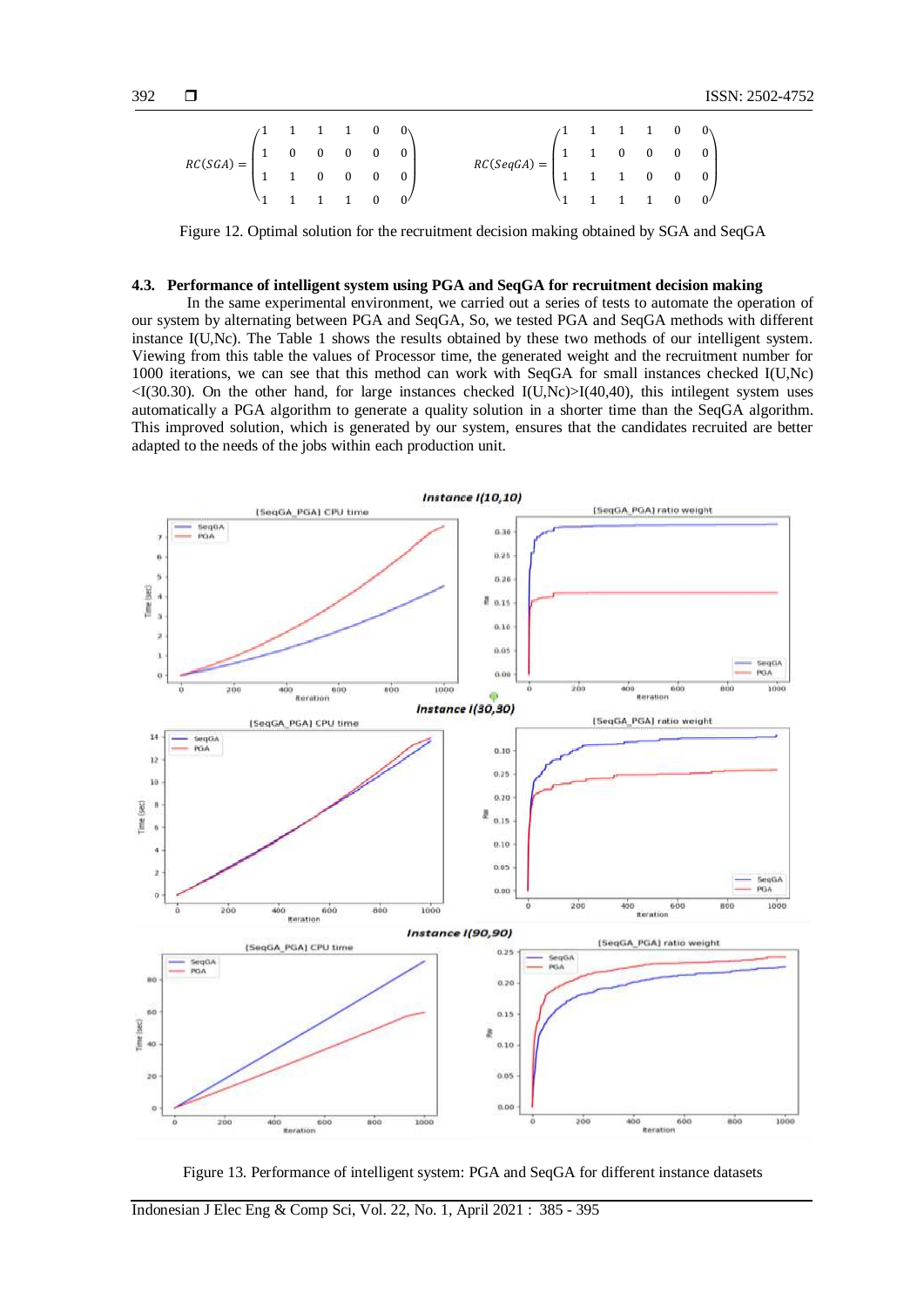$$RC(SGA) = \begin{pmatrix} 1 & 1 & 1 & 1 & 0 & 0 \\ 1 & 0 & 0 & 0 & 0 & 0 \\ 1 & 1 & 0 & 0 & 0 & 0 \\ 1 & 1 & 1 & 1 & 0 & 0 \end{pmatrix} \qquad RC(SeqGA) = \begin{pmatrix} 1 & 1 & 1 & 1 & 0 & 0 \\ 1 & 1 & 0 & 0 & 0 & 0 \\ 1 & 1 & 1 & 0 & 0 & 0 \\ 1 & 1 & 1 & 1 & 0 & 0 \end{pmatrix}$$

Figure 12. Optimal solution for the recruitment decision making obtained by SGA and SeqGA

### 4.3. Performance of intelligent system using PGA and SeqGA for recruitment decision making

In the same experimental environment, we carried out a series of tests to automate the operation of our system by alternating between PGA and SeqGA, So, we tested PGA and SeqGA methods with different instance I(U,Nc). The Table 1 shows the results obtained by these two methods of our intelligent system. Viewing from this table the values of Processor time, the generated weight and the recruitment number for 1000 iterations, we can see that this method can work with SeqGA for small instances checked I(U,Nc) <I(30.30). On the other hand, for large instances checked I(U,Nc)>I(40,40), this intilegent system uses automatically a PGA algorithm to generate a quality solution in a shorter time than the SeqGA algorithm. This improved solution, which is generated by our system, ensures that the candidates recruited are better adapted to the needs of the jobs within each production unit.

Figure 13. Performance of intelligent system: PGA and SeqGA for different instance datasets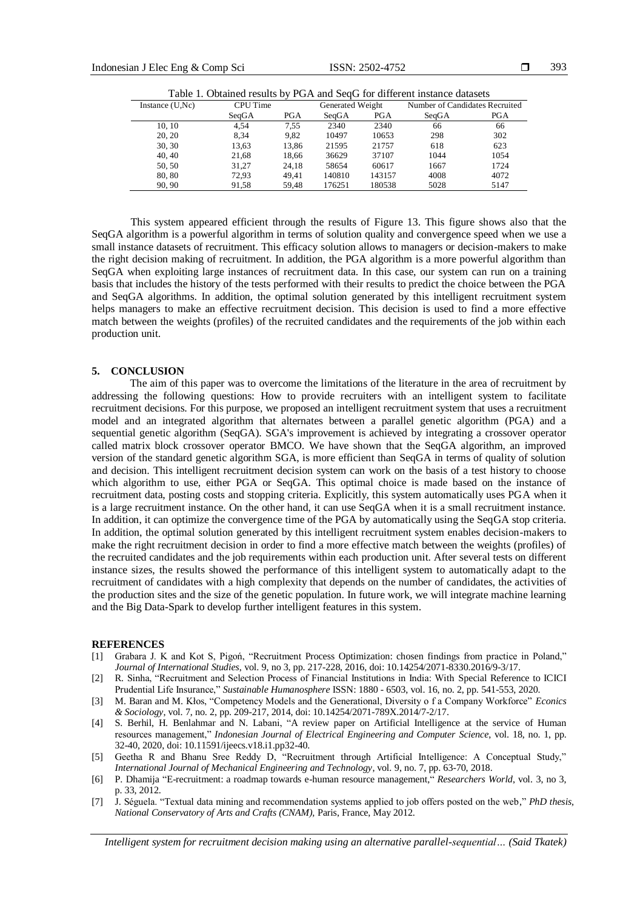Table 1. Obtained results by PGA and SeqG for different instance datasets

| Instance (U,Nc) | CPU Time | | Generated Weight | | Number of Candidates Recruited | |
|---|---|---|---|---|---|---|
| | SeqGA | PGA | SeqGA | PGA | SeqGA | PGA |
| 10, 10 | 4,54 | 7,55 | 2340 | 2340 | 66 | 66 |
| 20, 20 | 8,34 | 9,82 | 10497 | 10653 | 298 | 302 |
| 30, 30 | 13,63 | 13,86 | 21595 | 21757 | 618 | 623 |
| 40, 40 | 21,68 | 18,66 | 36629 | 37107 | 1044 | 1054 |
| 50, 50 | 31,27 | 24,18 | 58654 | 60617 | 1667 | 1724 |
| 80, 80 | 72,93 | 49,41 | 140810 | 143157 | 4008 | 4072 |
| 90, 90 | 91,58 | 59,48 | 176251 | 180538 | 5028 | 5147 |

This system appeared efficient through the results of Figure 13. This figure shows also that the SeqGA algorithm is a powerful algorithm in terms of solution quality and convergence speed when we use a small instance datasets of recruitment. This efficacy solution allows to managers or decision-makers to make the right decision making of recruitment. In addition, the PGA algorithm is a more powerful algorithm than SeqGA when exploiting large instances of recruitment data. In this case, our system can run on a training basis that includes the history of the tests performed with their results to predict the choice between the PGA and SeqGA algorithms. In addition, the optimal solution generated by this intelligent recruitment system helps managers to make an effective recruitment decision. This decision is used to find a more effective match between the weights (profiles) of the recruited candidates and the requirements of the job within each production unit.

## 5. CONCLUSION

The aim of this paper was to overcome the limitations of the literature in the area of recruitment by addressing the following questions: How to provide recruiters with an intelligent system to facilitate recruitment decisions. For this purpose, we proposed an intelligent recruitment system that uses a recruitment model and an integrated algorithm that alternates between a parallel genetic algorithm (PGA) and a sequential genetic algorithm (SeqGA). SGA's improvement is achieved by integrating a crossover operator called matrix block crossover operator BMCO. We have shown that the SeqGA algorithm, an improved version of the standard genetic algorithm SGA, is more efficient than SeqGA in terms of quality of solution and decision. This intelligent recruitment decision system can work on the basis of a test history to choose which algorithm to use, either PGA or SeqGA. This optimal choice is made based on the instance of recruitment data, posting costs and stopping criteria. Explicitly, this system automatically uses PGA when it is a large recruitment instance. On the other hand, it can use SeqGA when it is a small recruitment instance. In addition, it can optimize the convergence time of the PGA by automatically using the SeqGA stop criteria. In addition, the optimal solution generated by this intelligent recruitment system enables decision-makers to make the right recruitment decision in order to find a more effective match between the weights (profiles) of the recruited candidates and the job requirements within each production unit. After several tests on different instance sizes, the results showed the performance of this intelligent system to automatically adapt to the recruitment of candidates with a high complexity that depends on the number of candidates, the activities of the production sites and the size of the genetic population. In future work, we will integrate machine learning and the Big Data-Spark to develop further intelligent features in this system.

## REFERENCES

[1] Grabara J. K and Kot S, Pigoń, "Recruitment Process Optimization: chosen findings from practice in Poland," *Journal of International Studies*, vol. 9, no 3, pp. 217-228, 2016, doi: 10.14254/2071-8330.2016/9-3/17.

[2] R. Sinha, "Recruitment and Selection Process of Financial Institutions in India: With Special Reference to ICICI Prudential Life Insurance," *Sustainable Humanosphere* ISSN: 1880 - 6503, vol. 16, no. 2, pp. 541-553, 2020.

[3] M. Baran and M. Kłos, "Competency Models and the Generational, Diversity o f a Company Workforce" *Econics & Sociology*, vol. 7, no. 2, pp. 209-217, 2014, doi: 10.14254/2071-789X.2014/7-2/17.

[4] S. Berhil, H. Benlahmar and N. Labani, "A review paper on Artificial Intelligence at the service of Human resources management," *Indonesian Journal of Electrical Engineering and Computer Science*, vol. 18, no. 1, pp. 32-40, 2020, doi: 10.11591/ijeecs.v18.i1.pp32-40.

[5] Geetha R and Bhanu Sree Reddy D, "Recruitment through Artificial Intelligence: A Conceptual Study," *International Journal of Mechanical Engineering and Technology*, vol. 9, no. 7, pp. 63-70, 2018.

[6] P. Dhamija "E-recruitment: a roadmap towards e-human resource management," *Researchers World*, vol. 3, no 3, p. 33, 2012.

[7] J. Séguela. "Textual data mining and recommendation systems applied to job offers posted on the web," *PhD thesis, National Conservatory of Arts and Crafts (CNAM)*, Paris, France, May 2012.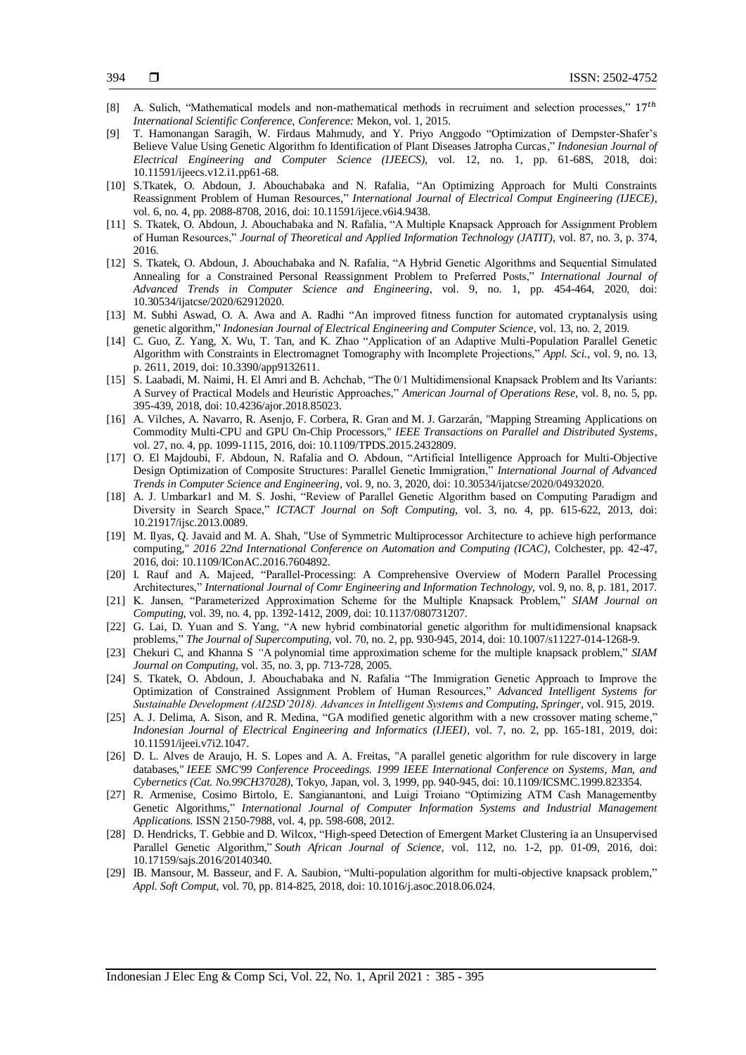[8] A. Sulich, "Mathematical models and non-mathematical methods in recruiment and selection processes," $17^{th}$ *International Scientific Conference, Conference:* Mekon, vol. 1, 2015.

[9] T. Hamonangan Saragih, W. Firdaus Mahmudy, and Y. Priyo Anggodo "Optimization of Dempster-Shafer's Believe Value Using Genetic Algorithm fo Identification of Plant Diseases Jatropha Curcas," *Indonesian Journal of Electrical Engineering and Computer Science (IJEECS)*, vol. 12, no. 1, pp. 61-68S, 2018, doi: 10.11591/ijeecs.v12.i1.pp61-68.

[10] S.Tkatek, O. Abdoun, J. Abouchabaka and N. Rafalia, "An Optimizing Approach for Multi Constraints Reassignment Problem of Human Resources," *International Journal of Electrical Comput Engineering (IJECE)*, vol. 6, no. 4, pp. 2088-8708, 2016, doi: 10.11591/ijece.v6i4.9438.

[11] S. Tkatek, O. Abdoun, J. Abouchabaka and N. Rafalia, "A Multiple Knapsack Approach for Assignment Problem of Human Resources," *Journal of Theoretical and Applied Information Technology (JATIT)*, vol. 87, no. 3, p. 374, 2016.

[12] S. Tkatek, O. Abdoun, J. Abouchabaka and N. Rafalia, "A Hybrid Genetic Algorithms and Sequential Simulated Annealing for a Constrained Personal Reassignment Problem to Preferred Posts," *International Journal of Advanced Trends in Computer Science and Engineering*, vol. 9, no. 1, pp. 454-464, 2020, doi: 10.30534/ijatcse/2020/62912020.

[13] M. Subhi Aswad, O. A. Awa and A. Radhi "An improved fitness function for automated cryptanalysis using genetic algorithm," *Indonesian Journal of Electrical Engineering and Computer Science*, vol. 13, no. 2, 2019.

[14] C. Guo, Z. Yang, X. Wu, T. Tan, and K. Zhao "Application of an Adaptive Multi-Population Parallel Genetic Algorithm with Constraints in Electromagnet Tomography with Incomplete Projections," *Appl. Sci.*, vol. 9, no. 13, p. 2611, 2019, doi: 10.3390/app9132611.

[15] S. Laabadi, M. Naimi, H. El Amri and B. Achchab, "The 0/1 Multidimensional Knapsack Problem and Its Variants: A Survey of Practical Models and Heuristic Approaches," *American Journal of Operations Rese*, vol. 8, no. 5, pp. 395-439, 2018, doi: 10.4236/ajor.2018.85023.

[16] A. Vilches, A. Navarro, R. Asenjo, F. Corbera, R. Gran and M. J. Garzarán, "Mapping Streaming Applications on Commodity Multi-CPU and GPU On-Chip Processors," *IEEE Transactions on Parallel and Distributed Systems*, vol. 27, no. 4, pp. 1099-1115, 2016, doi: 10.1109/TPDS.2015.2432809.

[17] O. El Majdoubi, F. Abdoun, N. Rafalia and O. Abdoun, "Artificial Intelligence Approach for Multi-Objective Design Optimization of Composite Structures: Parallel Genetic Immigration," *International Journal of Advanced Trends in Computer Science and Engineering*, vol. 9, no. 3, 2020, doi: 10.30534/ijatcse/2020/04932020.

[18] A. J. Umbarkar1 and M. S. Joshi, "Review of Parallel Genetic Algorithm based on Computing Paradigm and Diversity in Search Space," *ICTACT Journal on Soft Computing*, vol. 3, no. 4, pp. 615-622, 2013, doi: 10.21917/ijsc.2013.0089.

[19] M. Ilyas, Q. Javaid and M. A. Shah, "Use of Symmetric Multiprocessor Architecture to achieve high performance computing," *2016 22nd International Conference on Automation and Computing (ICAC)*, Colchester, pp. 42-47, 2016, doi: 10.1109/IConAC.2016.7604892.

[20] I. Rauf and A. Majeed, "Parallel-Processing: A Comprehensive Overview of Modern Parallel Processing Architectures," *International Journal of Comr Engineering and Information Technology*, vol. 9, no. 8, p. 181, 2017.

[21] K. Jansen, "Parameterized Approximation Scheme for the Multiple Knapsack Problem," *SIAM Journal on Computing*, vol. 39, no. 4, pp. 1392-1412, 2009, doi: 10.1137/080731207.

[22] G. Lai, D. Yuan and S. Yang, "A new hybrid combinatorial genetic algorithm for multidimensional knapsack problems," *The Journal of Supercomputing*, vol. 70, no. 2, pp. 930-945, 2014, doi: 10.1007/s11227-014-1268-9.

[23] Chekuri C, and Khanna S "A polynomial time approximation scheme for the multiple knapsack problem," *SIAM Journal on Computing*, vol. 35, no. 3, pp. 713-728, 2005.

[24] S. Tkatek, O. Abdoun, J. Abouchabaka and N. Rafalia "The Immigration Genetic Approach to Improve the Optimization of Constrained Assignment Problem of Human Resources," *Advanced Intelligent Systems for Sustainable Development (AI2SD'2018). Advances in Intelligent Systems and Computing, Springer*, vol. 915, 2019.

[25] A. J. Delima, A. Sison, and R. Medina, "GA modified genetic algorithm with a new crossover mating scheme," *Indonesian Journal of Electrical Engineering and Informatics (IJEEI)*, vol. 7, no. 2, pp. 165-181, 2019, doi: 10.11591/ijeei.v7i2.1047.

[26] D. L. Alves de Araujo, H. S. Lopes and A. A. Freitas, "A parallel genetic algorithm for rule discovery in large databases," *IEEE SMC'99 Conference Proceedings. 1999 IEEE International Conference on Systems, Man, and Cybernetics (Cat. No.99CH37028)*, Tokyo, Japan, vol. 3, 1999, pp. 940-945, doi: 10.1109/ICSMC.1999.823354.

[27] R. Armenise, Cosimo Birtolo, E. Sangianantoni, and Luigi Troiano "Optimizing ATM Cash Managementby Genetic Algorithms," *International Journal of Computer Information Systems and Industrial Management Applications.* ISSN 2150-7988, vol. 4, pp. 598-608, 2012.

[28] D. Hendricks, T. Gebbie and D. Wilcox, "High-speed Detection of Emergent Market Clustering ia an Unsupervised Parallel Genetic Algorithm," *South African Journal of Science*, vol. 112, no. 1-2, pp. 01-09, 2016, doi: 10.17159/sajs.2016/20140340.

[29] IB. Mansour, M. Basseur, and F. A. Saubion, "Multi-population algorithm for multi-objective knapsack problem," *Appl. Soft Comput*, vol. 70, pp. 814-825, 2018, doi: 10.1016/j.asoc.2018.06.024.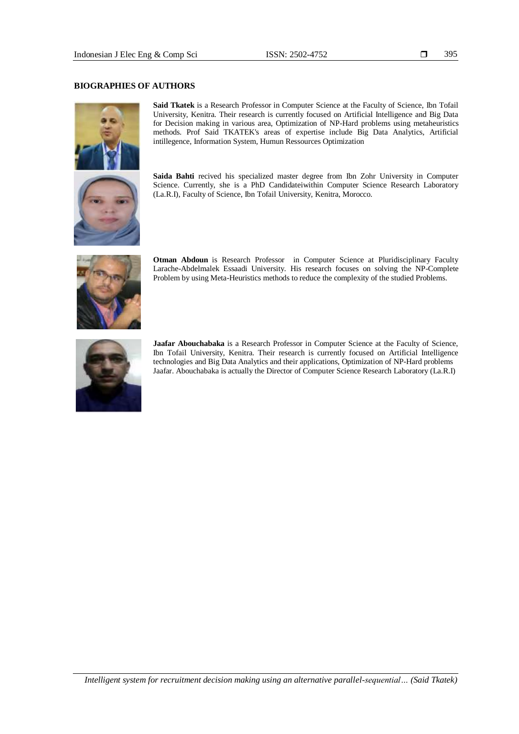**BIOGRAPHIES OF AUTHORS**

**Said Tkatek** is a Research Professor in Computer Science at the Faculty of Science, Ibn Tofail University, Kenitra. Their research is currently focused on Artificial Intelligence and Big Data for Decision making in various area, Optimization of NP-Hard problems using metaheuristics methods. Prof Said TKATEK's areas of expertise include Big Data Analytics, Artificial intillegence, Information System, Humun Ressources Optimization

**Saida Bahti** recived his specialized master degree from Ibn Zohr University in Computer Science. Currently, she is a PhD Candidateiwithin Computer Science Research Laboratory (La.R.I), Faculty of Science, Ibn Tofail University, Kenitra, Morocco.

**Otman Abdoun** is Research Professor in Computer Science at Pluridisciplinary Faculty Larache-Abdelmalek Essaadi University. His research focuses on solving the NP-Complete Problem by using Meta-Heuristics methods to reduce the complexity of the studied Problems.

**Jaafar Abouchabaka** is a Research Professor in Computer Science at the Faculty of Science, Ibn Tofail University, Kenitra. Their research is currently focused on Artificial Intelligence technologies and Big Data Analytics and their applications, Optimization of NP-Hard problems Jaafar. Abouchabaka is actually the Director of Computer Science Research Laboratory (La.R.I)